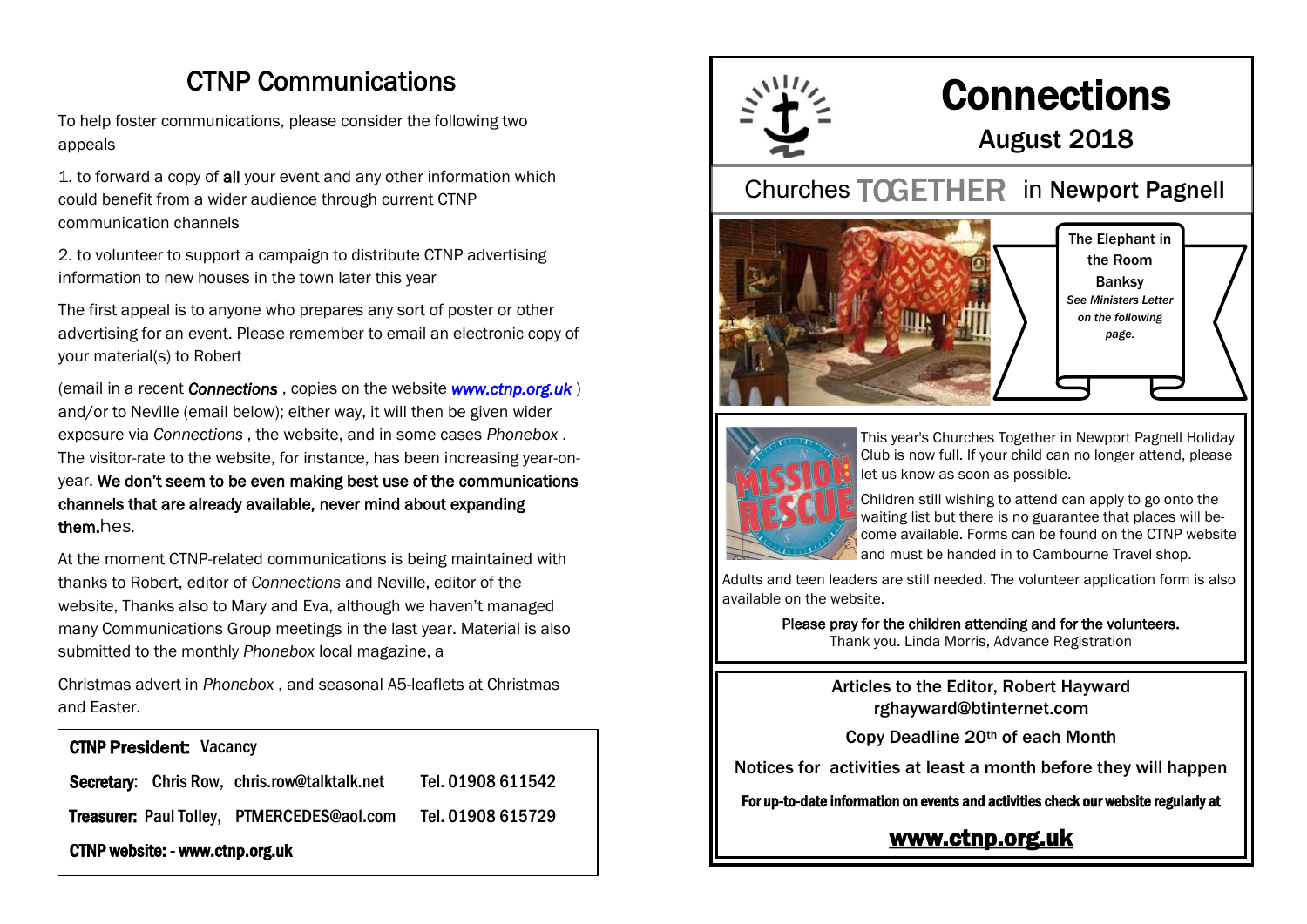# CTNP Communications

To help foster communications, please consider the following two appeals

1. to forward a copy of **all** your event and any other information which could benefit from a wider audience through current CTNP communication channels

2. to volunteer to support a campaign to distribute CTNP advertising information to new houses in the town later this year

The first appeal is to anyone who prepares any sort of poster or other advertising for an event. Please remember to email an electronic copy of your material(s) to Robert

(email in a recent ***Connections***, copies on the website ***www.ctnp.org.uk***) and/or to Neville (email below); either way, it will then be given wider exposure via *Connections*, the website, and in some cases *Phonebox*. The visitor-rate to the website, for instance, has been increasing year-on-year. **We don't seem to be even making best use of the communications channels that are already available, never mind about expanding them.**hes.

At the moment CTNP-related communications is being maintained with thanks to Robert, editor of *Connections* and Neville, editor of the website, Thanks also to Mary and Eva, although we haven't managed many Communications Group meetings in the last year. Material is also submitted to the monthly *Phonebox* local magazine, a

Christmas advert in *Phonebox*, and seasonal A5-leaflets at Christmas and Easter.

**CTNP President:** Vacancy

**Secretary:** Chris Row, chris.row@talktalk.net Tel. 01908 611542

**Treasurer:** Paul Tolley, PTMERCEDES@aol.com Tel. 01908 615729

**CTNP website: - www.ctnp.org.uk**

# Connections

## August 2018

## Churches TOGETHER in Newport Pagnell

**The Elephant in the Room**

**Banksy**

***See Ministers Letter on the following page.***

This year's Churches Together in Newport Pagnell Holiday Club is now full. If your child can no longer attend, please let us know as soon as possible.

Children still wishing to attend can apply to go onto the waiting list but there is no guarantee that places will become available. Forms can be found on the CTNP website and must be handed in to Cambourne Travel shop.

Adults and teen leaders are still needed. The volunteer application form is also available on the website.

**Please pray for the children attending and for the volunteers.**
Thank you. Linda Morris, Advance Registration

**Articles to the Editor, Robert Hayward**
**rghayward@btinternet.com**

**Copy Deadline 20th of each Month**

**Notices for activities at least a month before they will happen**

**For up-to-date information on events and activities check our website regularly at**

**www.ctnp.org.uk**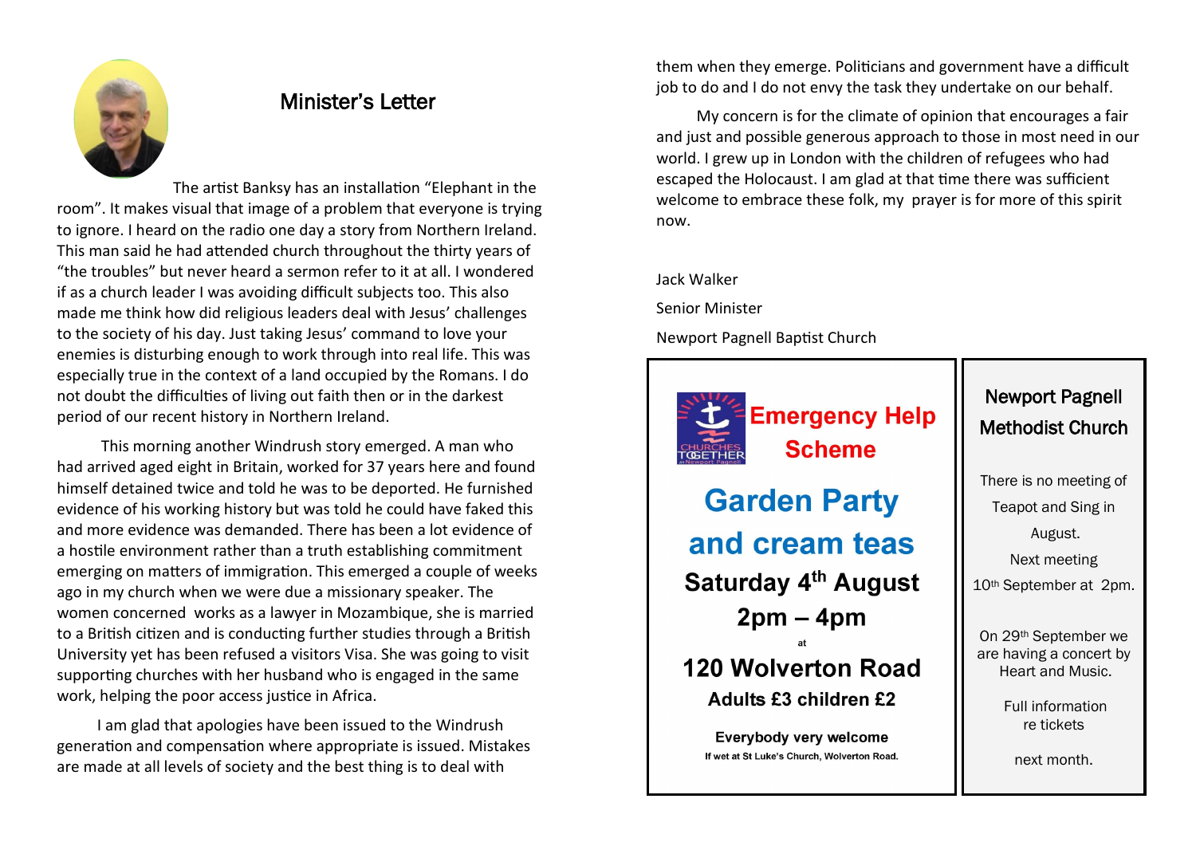## Minister's Letter

The artist Banksy has an installation "Elephant in the room". It makes visual that image of a problem that everyone is trying to ignore. I heard on the radio one day a story from Northern Ireland. This man said he had attended church throughout the thirty years of "the troubles" but never heard a sermon refer to it at all. I wondered if as a church leader I was avoiding difficult subjects too. This also made me think how did religious leaders deal with Jesus' challenges to the society of his day. Just taking Jesus' command to love your enemies is disturbing enough to work through into real life. This was especially true in the context of a land occupied by the Romans. I do not doubt the difficulties of living out faith then or in the darkest period of our recent history in Northern Ireland.

This morning another Windrush story emerged. A man who had arrived aged eight in Britain, worked for 37 years here and found himself detained twice and told he was to be deported. He furnished evidence of his working history but was told he could have faked this and more evidence was demanded. There has been a lot evidence of a hostile environment rather than a truth establishing commitment emerging on matters of immigration. This emerged a couple of weeks ago in my church when we were due a missionary speaker. The women concerned works as a lawyer in Mozambique, she is married to a British citizen and is conducting further studies through a British University yet has been refused a visitors Visa. She was going to visit supporting churches with her husband who is engaged in the same work, helping the poor access justice in Africa.

I am glad that apologies have been issued to the Windrush generation and compensation where appropriate is issued. Mistakes are made at all levels of society and the best thing is to deal with them when they emerge. Politicians and government have a difficult job to do and I do not envy the task they undertake on our behalf.

My concern is for the climate of opinion that encourages a fair and just and possible generous approach to those in most need in our world. I grew up in London with the children of refugees who had escaped the Holocaust. I am glad at that time there was sufficient welcome to embrace these folk, my prayer is for more of this spirit now.

Jack Walker

Senior Minister

Newport Pagnell Baptist Church

---

CHURCHES TOGETHER in Newport Pagnell

**Emergency Help Scheme**

**Garden Party and cream teas**

**Saturday 4th August**

**2pm – 4pm**

at

**120 Wolverton Road**

**Adults £3 children £2**

**Everybody very welcome**

If wet at St Luke's Church, Wolverton Road.

---

**Newport Pagnell Methodist Church**

There is no meeting of Teapot and Sing in August.

Next meeting 10th September at 2pm.

On 29th September we are having a concert by Heart and Music.

Full information re tickets next month.